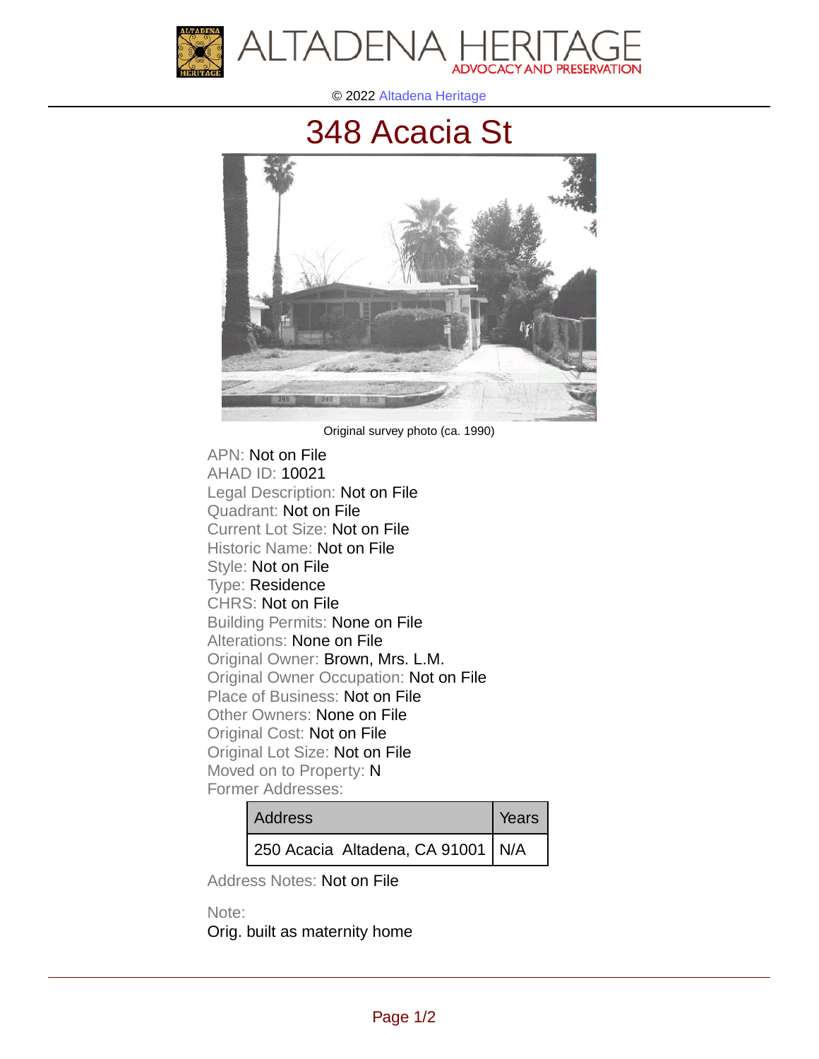ALTADENA HERITAGE
ADVOCACY AND PRESERVATION

© 2022 Altadena Heritage

# 348 Acacia St

Original survey photo (ca. 1990)

APN: Not on File
AHAD ID: 10021
Legal Description: Not on File
Quadrant: Not on File
Current Lot Size: Not on File
Historic Name: Not on File
Style: Not on File
Type: Residence
CHRS: Not on File
Building Permits: None on File
Alterations: None on File
Original Owner: Brown, Mrs. L.M.
Original Owner Occupation: Not on File
Place of Business: Not on File
Other Owners: None on File
Original Cost: Not on File
Original Lot Size: Not on File
Moved on to Property: N
Former Addresses:

| Address | Years |
|---|---|
| 250 Acacia Altadena, CA 91001 | N/A |

Address Notes: Not on File

Note:
Orig. built as maternity home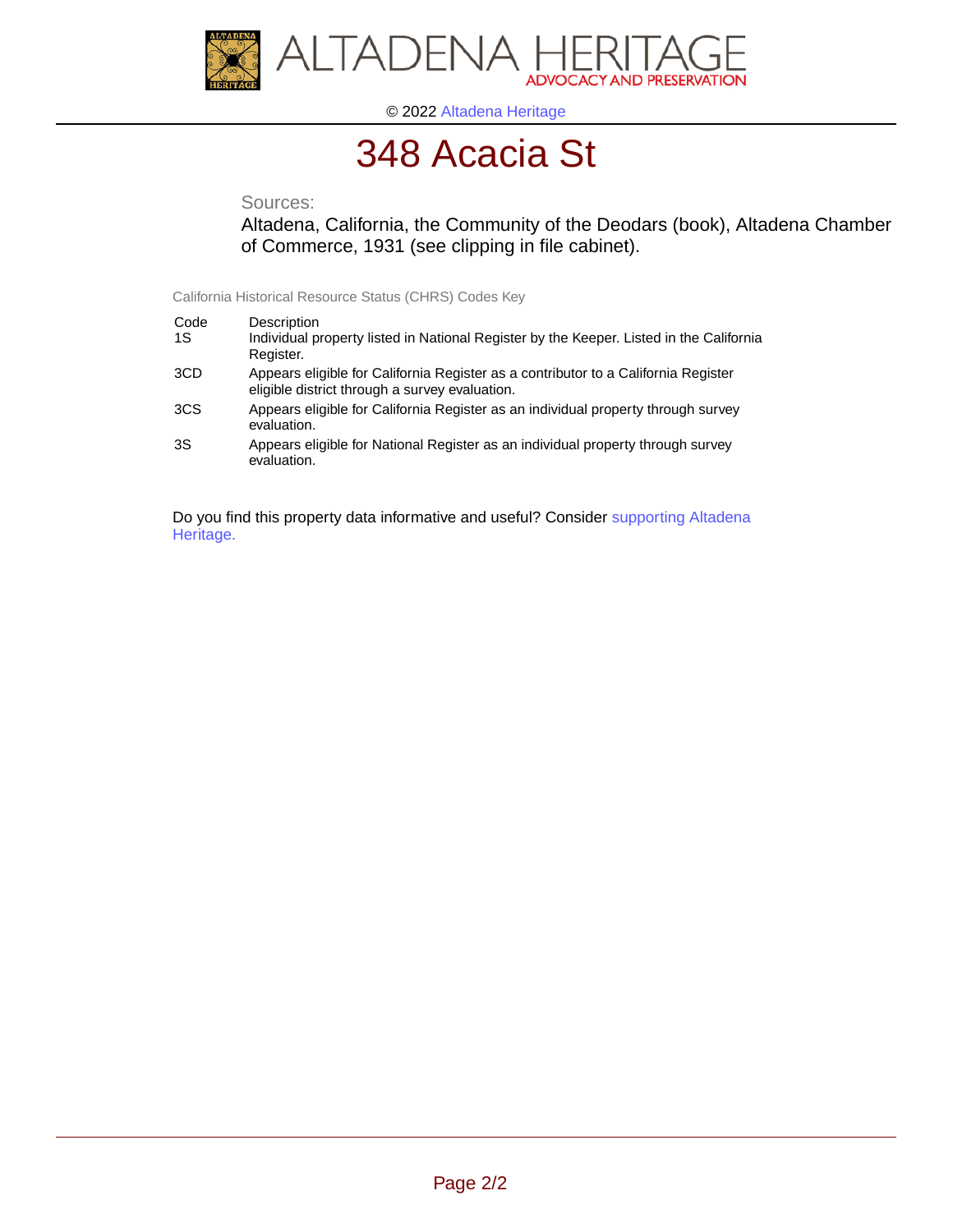© 2022 Altadena Heritage

# 348 Acacia St

Sources:

Altadena, California, the Community of the Deodars (book), Altadena Chamber of Commerce, 1931 (see clipping in file cabinet).

California Historical Resource Status (CHRS) Codes Key

| Code | Description |
|---|---|
| 1S | Individual property listed in National Register by the Keeper. Listed in the California Register. |
| 3CD | Appears eligible for California Register as a contributor to a California Register eligible district through a survey evaluation. |
| 3CS | Appears eligible for California Register as an individual property through survey evaluation. |
| 3S | Appears eligible for National Register as an individual property through survey evaluation. |

Do you find this property data informative and useful? Consider supporting Altadena Heritage.